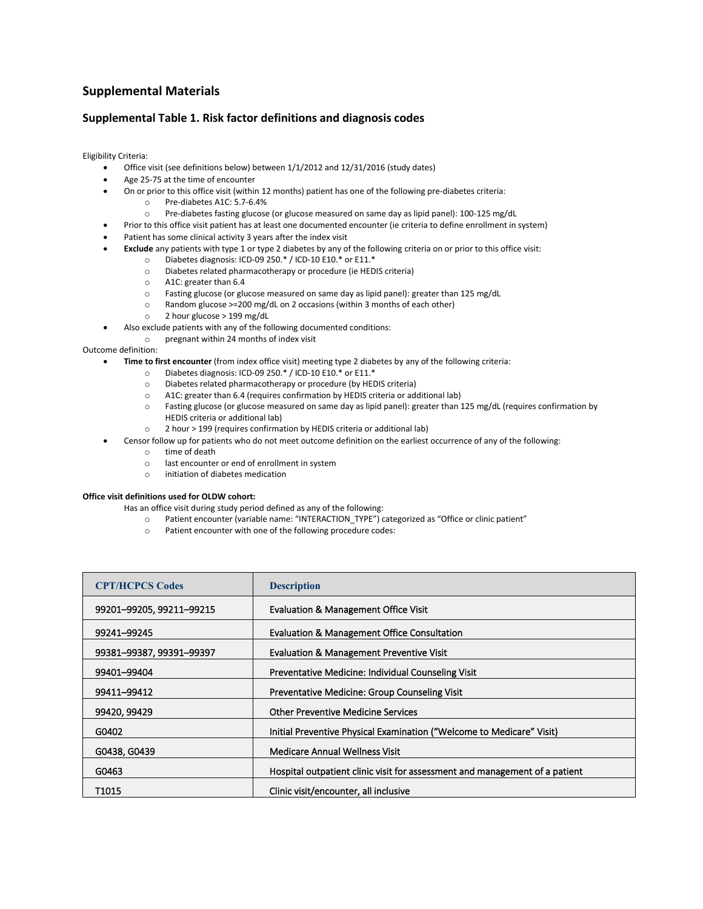# Supplemental Materials

## Supplemental Table 1. Risk factor definitions and diagnosis codes

Eligibility Criteria:

- Office visit (see definitions below) between 1/1/2012 and 12/31/2016 (study dates)
- Age 25-75 at the time of encounter
- On or prior to this office visit (within 12 months) patient has one of the following pre-diabetes criteria:
  - Pre-diabetes A1C: 5.7-6.4%
  - Pre-diabetes fasting glucose (or glucose measured on same day as lipid panel): 100-125 mg/dL
- Prior to this office visit patient has at least one documented encounter (ie criteria to define enrollment in system)
- Patient has some clinical activity 3 years after the index visit
- **Exclude** any patients with type 1 or type 2 diabetes by any of the following criteria on or prior to this office visit:
  - Diabetes diagnosis: ICD-09 250.* / ICD-10 E10.* or E11.*
  - Diabetes related pharmacotherapy or procedure (ie HEDIS criteria)
  - A1C: greater than 6.4
  - Fasting glucose (or glucose measured on same day as lipid panel): greater than 125 mg/dL
  - Random glucose >=200 mg/dL on 2 occasions (within 3 months of each other)
  - 2 hour glucose > 199 mg/dL
- Also exclude patients with any of the following documented conditions:
  - pregnant within 24 months of index visit

Outcome definition:

- **Time to first encounter** (from index office visit) meeting type 2 diabetes by any of the following criteria:
  - Diabetes diagnosis: ICD-09 250.* / ICD-10 E10.* or E11.*
  - Diabetes related pharmacotherapy or procedure (by HEDIS criteria)
  - A1C: greater than 6.4 (requires confirmation by HEDIS criteria or additional lab)
  - Fasting glucose (or glucose measured on same day as lipid panel): greater than 125 mg/dL (requires confirmation by HEDIS criteria or additional lab)
  - 2 hour > 199 (requires confirmation by HEDIS criteria or additional lab)
- Censor follow up for patients who do not meet outcome definition on the earliest occurrence of any of the following:
  - time of death
  - last encounter or end of enrollment in system
  - initiation of diabetes medication

**Office visit definitions used for OLDW cohort:**

Has an office visit during study period defined as any of the following:

- Patient encounter (variable name: "INTERACTION_TYPE") categorized as "Office or clinic patient"
- Patient encounter with one of the following procedure codes:

| CPT/HCPCS Codes | Description |
|---|---|
| 99201–99205, 99211–99215 | Evaluation & Management Office Visit |
| 99241–99245 | Evaluation & Management Office Consultation |
| 99381–99387, 99391–99397 | Evaluation & Management Preventive Visit |
| 99401–99404 | Preventative Medicine: Individual Counseling Visit |
| 99411–99412 | Preventative Medicine: Group Counseling Visit |
| 99420, 99429 | Other Preventive Medicine Services |
| G0402 | Initial Preventive Physical Examination ("Welcome to Medicare" Visit) |
| G0438, G0439 | Medicare Annual Wellness Visit |
| G0463 | Hospital outpatient clinic visit for assessment and management of a patient |
| T1015 | Clinic visit/encounter, all inclusive |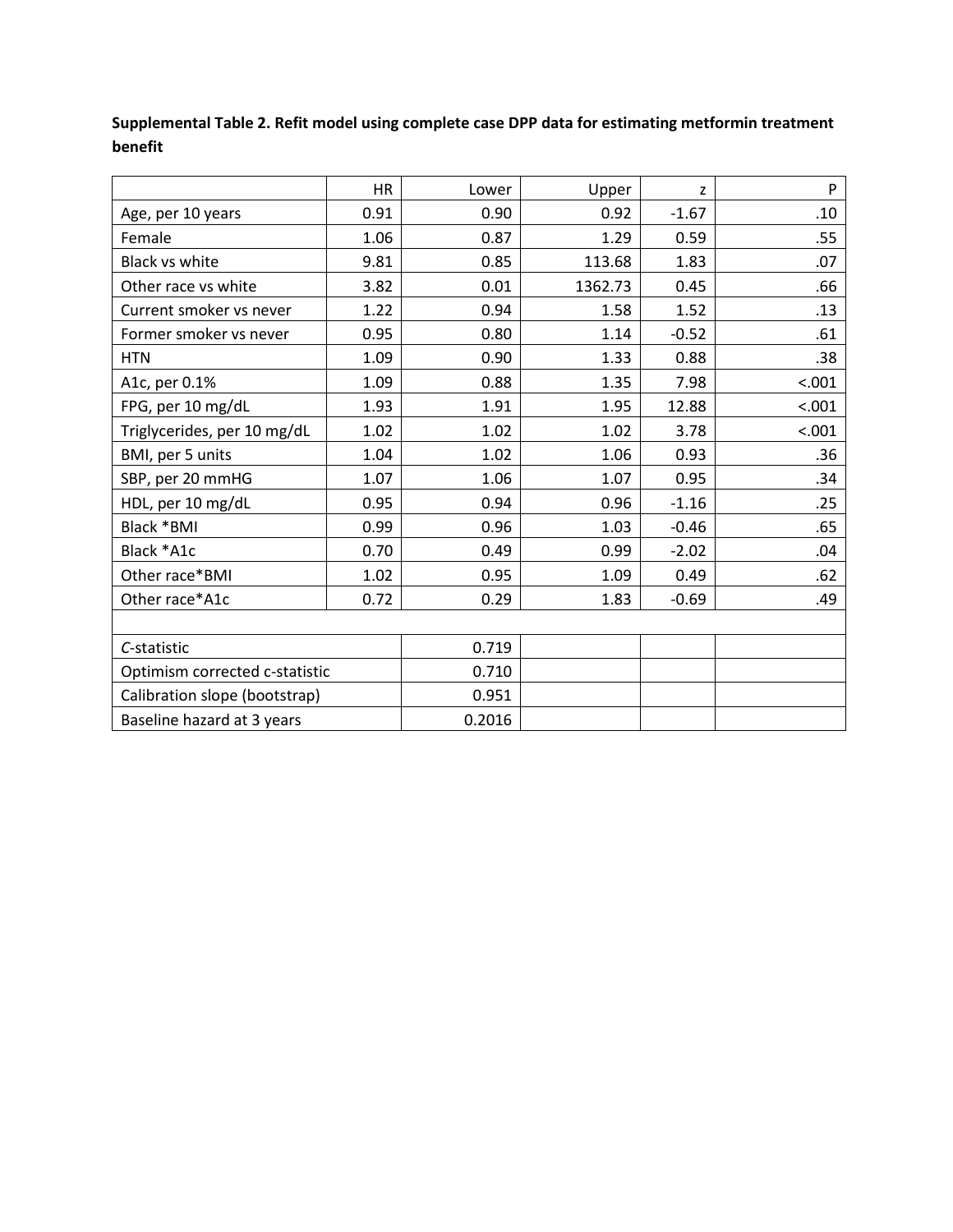**Supplemental Table 2. Refit model using complete case DPP data for estimating metformin treatment benefit**

| | HR | Lower | Upper | z | P |
|---|---|---|---|---|---|
| Age, per 10 years | 0.91 | 0.90 | 0.92 | -1.67 | .10 |
| Female | 1.06 | 0.87 | 1.29 | 0.59 | .55 |
| Black vs white | 9.81 | 0.85 | 113.68 | 1.83 | .07 |
| Other race vs white | 3.82 | 0.01 | 1362.73 | 0.45 | .66 |
| Current smoker vs never | 1.22 | 0.94 | 1.58 | 1.52 | .13 |
| Former smoker vs never | 0.95 | 0.80 | 1.14 | -0.52 | .61 |
| HTN | 1.09 | 0.90 | 1.33 | 0.88 | .38 |
| A1c, per 0.1% | 1.09 | 0.88 | 1.35 | 7.98 | <.001 |
| FPG, per 10 mg/dL | 1.93 | 1.91 | 1.95 | 12.88 | <.001 |
| Triglycerides, per 10 mg/dL | 1.02 | 1.02 | 1.02 | 3.78 | <.001 |
| BMI, per 5 units | 1.04 | 1.02 | 1.06 | 0.93 | .36 |
| SBP, per 20 mmHG | 1.07 | 1.06 | 1.07 | 0.95 | .34 |
| HDL, per 10 mg/dL | 0.95 | 0.94 | 0.96 | -1.16 | .25 |
| Black *BMI | 0.99 | 0.96 | 1.03 | -0.46 | .65 |
| Black *A1c | 0.70 | 0.49 | 0.99 | -2.02 | .04 |
| Other race*BMI | 1.02 | 0.95 | 1.09 | 0.49 | .62 |
| Other race*A1c | 0.72 | 0.29 | 1.83 | -0.69 | .49 |
| | | | | | |
| *C*-statistic | | 0.719 | | | |
| Optimism corrected c-statistic | | 0.710 | | | |
| Calibration slope (bootstrap) | | 0.951 | | | |
| Baseline hazard at 3 years | | 0.2016 | | | |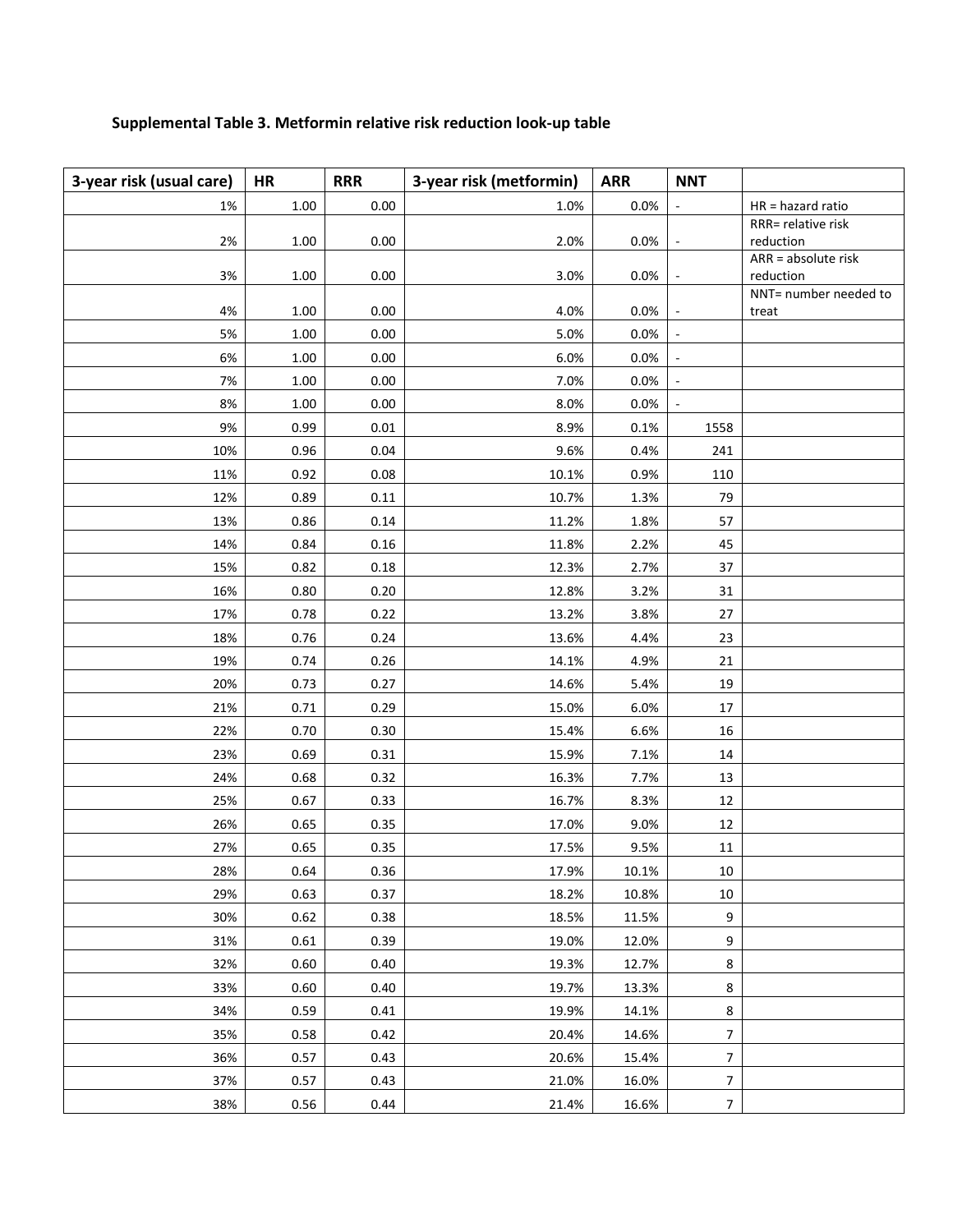### Supplemental Table 3. Metformin relative risk reduction look-up table

| 3-year risk (usual care) | HR | RRR | 3-year risk (metformin) | ARR | NNT | |
|---|---|---|---|---|---|---|
| 1% | 1.00 | 0.00 | 1.0% | 0.0% | - | HR = hazard ratio |
| 2% | 1.00 | 0.00 | 2.0% | 0.0% | - | RRR= relative risk reduction |
| 3% | 1.00 | 0.00 | 3.0% | 0.0% | - | ARR = absolute risk reduction |
| 4% | 1.00 | 0.00 | 4.0% | 0.0% | - | NNT= number needed to treat |
| 5% | 1.00 | 0.00 | 5.0% | 0.0% | - | |
| 6% | 1.00 | 0.00 | 6.0% | 0.0% | - | |
| 7% | 1.00 | 0.00 | 7.0% | 0.0% | - | |
| 8% | 1.00 | 0.00 | 8.0% | 0.0% | - | |
| 9% | 0.99 | 0.01 | 8.9% | 0.1% | 1558 | |
| 10% | 0.96 | 0.04 | 9.6% | 0.4% | 241 | |
| 11% | 0.92 | 0.08 | 10.1% | 0.9% | 110 | |
| 12% | 0.89 | 0.11 | 10.7% | 1.3% | 79 | |
| 13% | 0.86 | 0.14 | 11.2% | 1.8% | 57 | |
| 14% | 0.84 | 0.16 | 11.8% | 2.2% | 45 | |
| 15% | 0.82 | 0.18 | 12.3% | 2.7% | 37 | |
| 16% | 0.80 | 0.20 | 12.8% | 3.2% | 31 | |
| 17% | 0.78 | 0.22 | 13.2% | 3.8% | 27 | |
| 18% | 0.76 | 0.24 | 13.6% | 4.4% | 23 | |
| 19% | 0.74 | 0.26 | 14.1% | 4.9% | 21 | |
| 20% | 0.73 | 0.27 | 14.6% | 5.4% | 19 | |
| 21% | 0.71 | 0.29 | 15.0% | 6.0% | 17 | |
| 22% | 0.70 | 0.30 | 15.4% | 6.6% | 16 | |
| 23% | 0.69 | 0.31 | 15.9% | 7.1% | 14 | |
| 24% | 0.68 | 0.32 | 16.3% | 7.7% | 13 | |
| 25% | 0.67 | 0.33 | 16.7% | 8.3% | 12 | |
| 26% | 0.65 | 0.35 | 17.0% | 9.0% | 12 | |
| 27% | 0.65 | 0.35 | 17.5% | 9.5% | 11 | |
| 28% | 0.64 | 0.36 | 17.9% | 10.1% | 10 | |
| 29% | 0.63 | 0.37 | 18.2% | 10.8% | 10 | |
| 30% | 0.62 | 0.38 | 18.5% | 11.5% | 9 | |
| 31% | 0.61 | 0.39 | 19.0% | 12.0% | 9 | |
| 32% | 0.60 | 0.40 | 19.3% | 12.7% | 8 | |
| 33% | 0.60 | 0.40 | 19.7% | 13.3% | 8 | |
| 34% | 0.59 | 0.41 | 19.9% | 14.1% | 8 | |
| 35% | 0.58 | 0.42 | 20.4% | 14.6% | 7 | |
| 36% | 0.57 | 0.43 | 20.6% | 15.4% | 7 | |
| 37% | 0.57 | 0.43 | 21.0% | 16.0% | 7 | |
| 38% | 0.56 | 0.44 | 21.4% | 16.6% | 7 | |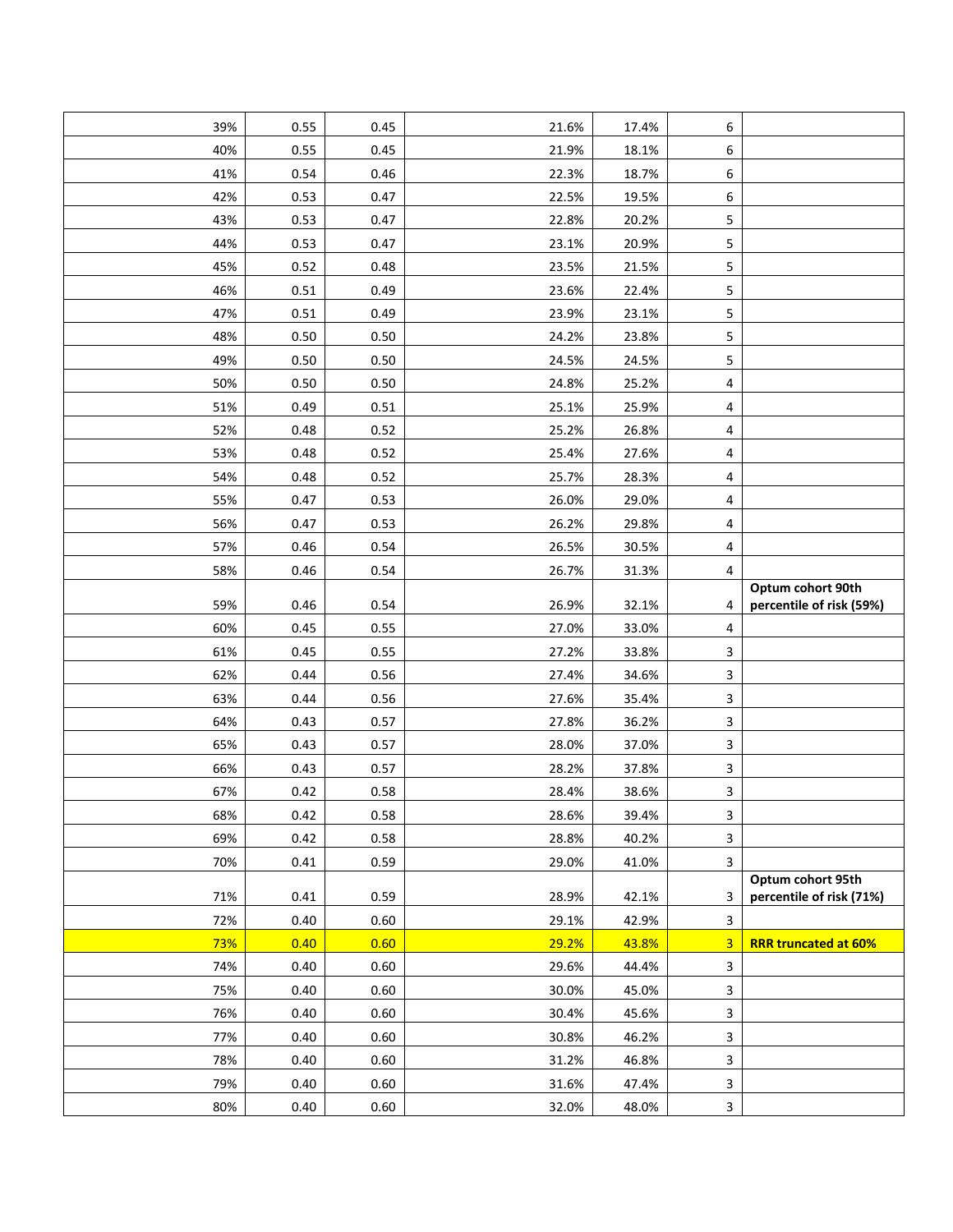| | | | | | | |
|---|---|---|---|---|---|---|
| 39% | 0.55 | 0.45 | 21.6% | 17.4% | 6 | |
| 40% | 0.55 | 0.45 | 21.9% | 18.1% | 6 | |
| 41% | 0.54 | 0.46 | 22.3% | 18.7% | 6 | |
| 42% | 0.53 | 0.47 | 22.5% | 19.5% | 6 | |
| 43% | 0.53 | 0.47 | 22.8% | 20.2% | 5 | |
| 44% | 0.53 | 0.47 | 23.1% | 20.9% | 5 | |
| 45% | 0.52 | 0.48 | 23.5% | 21.5% | 5 | |
| 46% | 0.51 | 0.49 | 23.6% | 22.4% | 5 | |
| 47% | 0.51 | 0.49 | 23.9% | 23.1% | 5 | |
| 48% | 0.50 | 0.50 | 24.2% | 23.8% | 5 | |
| 49% | 0.50 | 0.50 | 24.5% | 24.5% | 5 | |
| 50% | 0.50 | 0.50 | 24.8% | 25.2% | 4 | |
| 51% | 0.49 | 0.51 | 25.1% | 25.9% | 4 | |
| 52% | 0.48 | 0.52 | 25.2% | 26.8% | 4 | |
| 53% | 0.48 | 0.52 | 25.4% | 27.6% | 4 | |
| 54% | 0.48 | 0.52 | 25.7% | 28.3% | 4 | |
| 55% | 0.47 | 0.53 | 26.0% | 29.0% | 4 | |
| 56% | 0.47 | 0.53 | 26.2% | 29.8% | 4 | |
| 57% | 0.46 | 0.54 | 26.5% | 30.5% | 4 | |
| 58% | 0.46 | 0.54 | 26.7% | 31.3% | 4 | |
| 59% | 0.46 | 0.54 | 26.9% | 32.1% | 4 | **Optum cohort 90th percentile of risk (59%)** |
| 60% | 0.45 | 0.55 | 27.0% | 33.0% | 4 | |
| 61% | 0.45 | 0.55 | 27.2% | 33.8% | 3 | |
| 62% | 0.44 | 0.56 | 27.4% | 34.6% | 3 | |
| 63% | 0.44 | 0.56 | 27.6% | 35.4% | 3 | |
| 64% | 0.43 | 0.57 | 27.8% | 36.2% | 3 | |
| 65% | 0.43 | 0.57 | 28.0% | 37.0% | 3 | |
| 66% | 0.43 | 0.57 | 28.2% | 37.8% | 3 | |
| 67% | 0.42 | 0.58 | 28.4% | 38.6% | 3 | |
| 68% | 0.42 | 0.58 | 28.6% | 39.4% | 3 | |
| 69% | 0.42 | 0.58 | 28.8% | 40.2% | 3 | |
| 70% | 0.41 | 0.59 | 29.0% | 41.0% | 3 | |
| 71% | 0.41 | 0.59 | 28.9% | 42.1% | 3 | **Optum cohort 95th percentile of risk (71%)** |
| 72% | 0.40 | 0.60 | 29.1% | 42.9% | 3 | |
| 73% | 0.40 | 0.60 | 29.2% | 43.8% | 3 | **RRR truncated at 60%** |
| 74% | 0.40 | 0.60 | 29.6% | 44.4% | 3 | |
| 75% | 0.40 | 0.60 | 30.0% | 45.0% | 3 | |
| 76% | 0.40 | 0.60 | 30.4% | 45.6% | 3 | |
| 77% | 0.40 | 0.60 | 30.8% | 46.2% | 3 | |
| 78% | 0.40 | 0.60 | 31.2% | 46.8% | 3 | |
| 79% | 0.40 | 0.60 | 31.6% | 47.4% | 3 | |
| 80% | 0.40 | 0.60 | 32.0% | 48.0% | 3 | |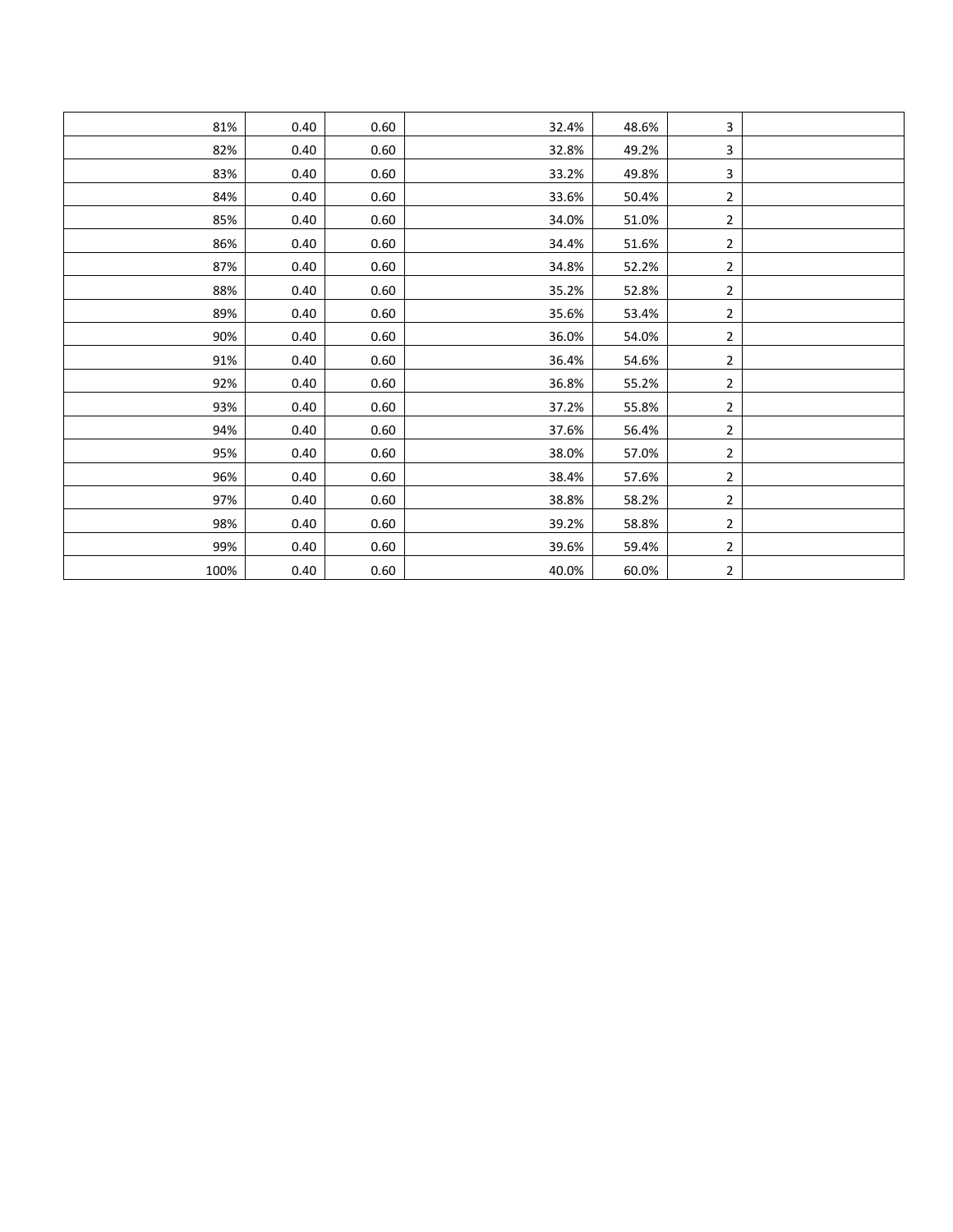| | | | | | | |
|---|---|---|---|---|---|---|
| 81% | 0.40 | 0.60 | 32.4% | 48.6% | 3 | |
| 82% | 0.40 | 0.60 | 32.8% | 49.2% | 3 | |
| 83% | 0.40 | 0.60 | 33.2% | 49.8% | 3 | |
| 84% | 0.40 | 0.60 | 33.6% | 50.4% | 2 | |
| 85% | 0.40 | 0.60 | 34.0% | 51.0% | 2 | |
| 86% | 0.40 | 0.60 | 34.4% | 51.6% | 2 | |
| 87% | 0.40 | 0.60 | 34.8% | 52.2% | 2 | |
| 88% | 0.40 | 0.60 | 35.2% | 52.8% | 2 | |
| 89% | 0.40 | 0.60 | 35.6% | 53.4% | 2 | |
| 90% | 0.40 | 0.60 | 36.0% | 54.0% | 2 | |
| 91% | 0.40 | 0.60 | 36.4% | 54.6% | 2 | |
| 92% | 0.40 | 0.60 | 36.8% | 55.2% | 2 | |
| 93% | 0.40 | 0.60 | 37.2% | 55.8% | 2 | |
| 94% | 0.40 | 0.60 | 37.6% | 56.4% | 2 | |
| 95% | 0.40 | 0.60 | 38.0% | 57.0% | 2 | |
| 96% | 0.40 | 0.60 | 38.4% | 57.6% | 2 | |
| 97% | 0.40 | 0.60 | 38.8% | 58.2% | 2 | |
| 98% | 0.40 | 0.60 | 39.2% | 58.8% | 2 | |
| 99% | 0.40 | 0.60 | 39.6% | 59.4% | 2 | |
| 100% | 0.40 | 0.60 | 40.0% | 60.0% | 2 | |